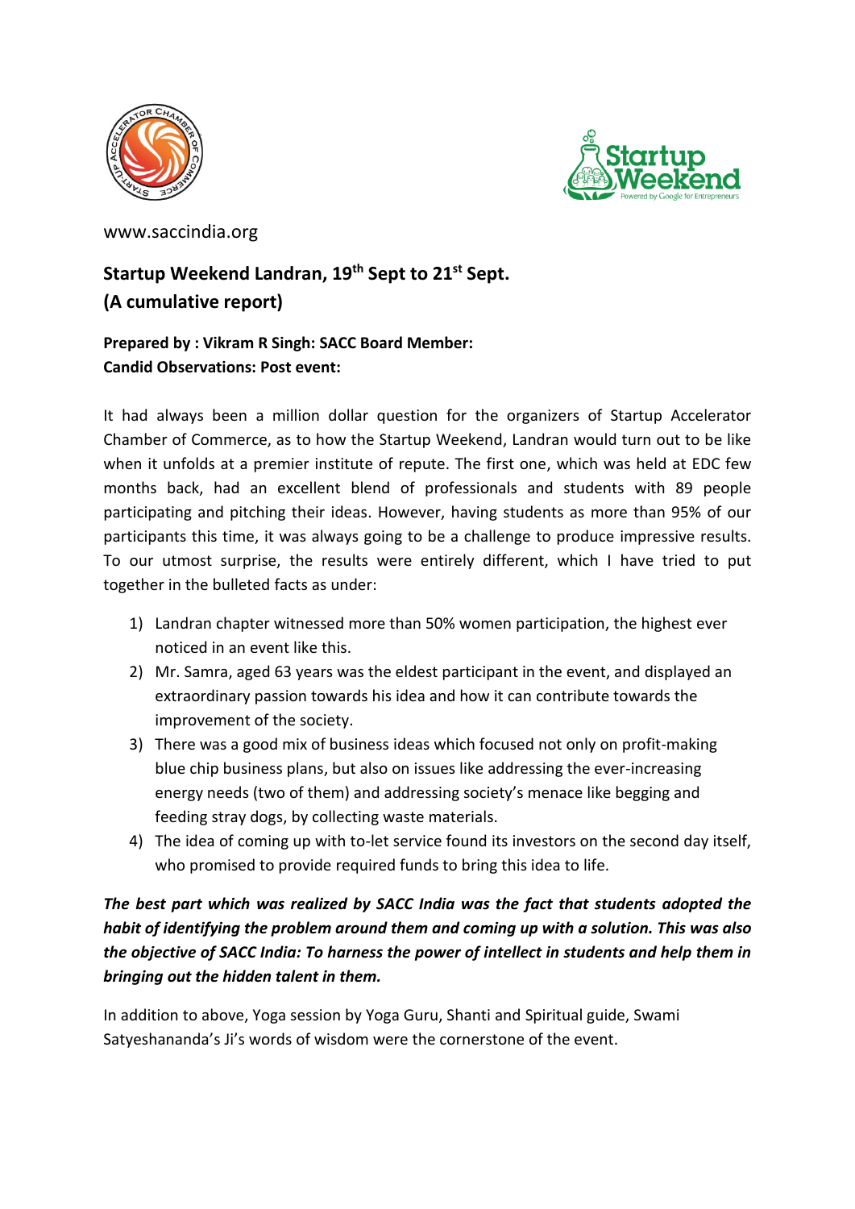www.saccindia.org

## Startup Weekend Landran, 19th Sept to 21st Sept.
## (A cumulative report)

**Prepared by : Vikram R Singh: SACC Board Member:**
**Candid Observations: Post event:**

It had always been a million dollar question for the organizers of Startup Accelerator Chamber of Commerce, as to how the Startup Weekend, Landran would turn out to be like when it unfolds at a premier institute of repute. The first one, which was held at EDC few months back, had an excellent blend of professionals and students with 89 people participating and pitching their ideas. However, having students as more than 95% of our participants this time, it was always going to be a challenge to produce impressive results. To our utmost surprise, the results were entirely different, which I have tried to put together in the bulleted facts as under:

1) Landran chapter witnessed more than 50% women participation, the highest ever noticed in an event like this.
2) Mr. Samra, aged 63 years was the eldest participant in the event, and displayed an extraordinary passion towards his idea and how it can contribute towards the improvement of the society.
3) There was a good mix of business ideas which focused not only on profit-making blue chip business plans, but also on issues like addressing the ever-increasing energy needs (two of them) and addressing society's menace like begging and feeding stray dogs, by collecting waste materials.
4) The idea of coming up with to-let service found its investors on the second day itself, who promised to provide required funds to bring this idea to life.

***The best part which was realized by SACC India was the fact that students adopted the habit of identifying the problem around them and coming up with a solution. This was also the objective of SACC India: To harness the power of intellect in students and help them in bringing out the hidden talent in them.***

In addition to above, Yoga session by Yoga Guru, Shanti and Spiritual guide, Swami Satyeshananda's Ji's words of wisdom were the cornerstone of the event.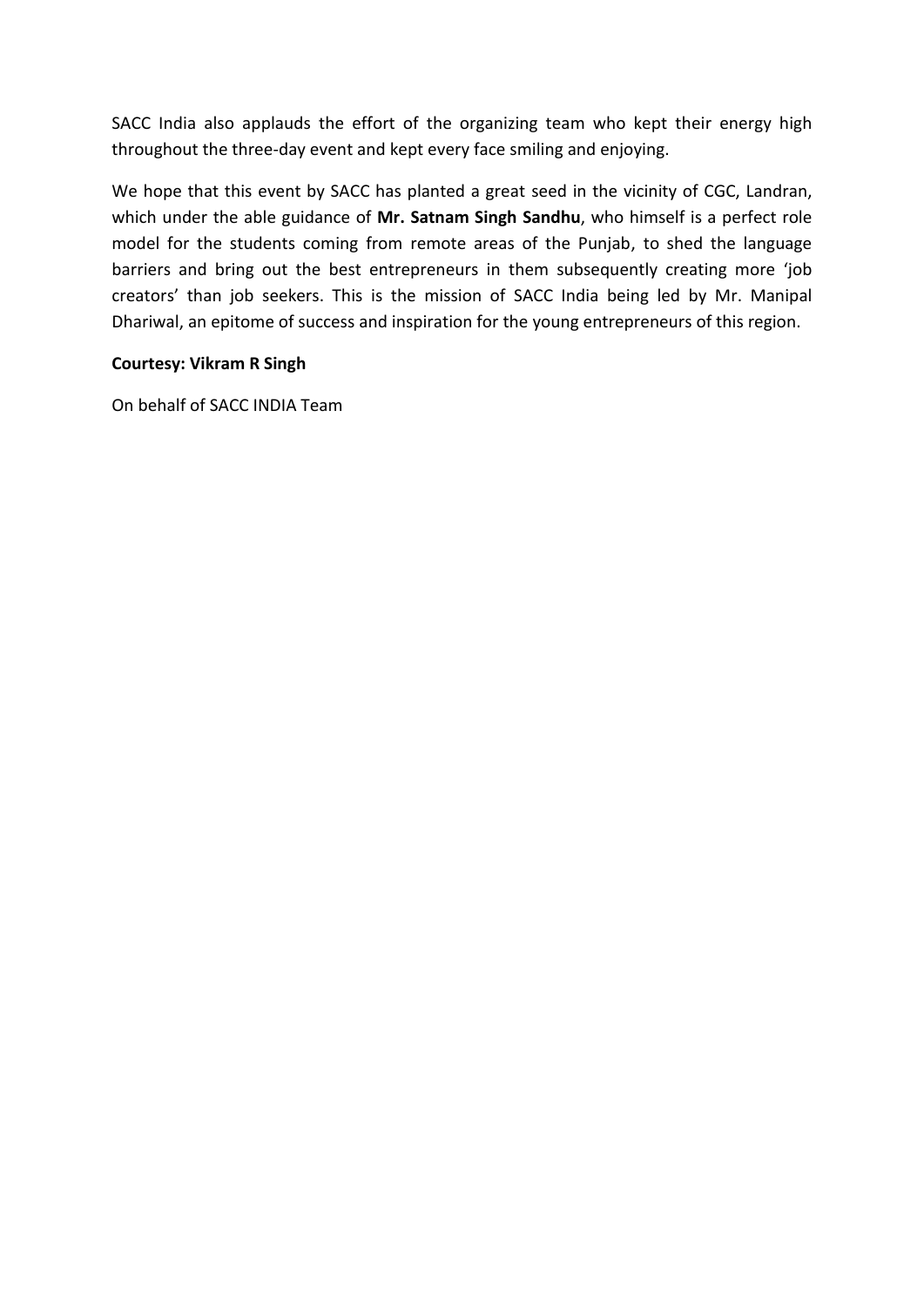SACC India also applauds the effort of the organizing team who kept their energy high throughout the three-day event and kept every face smiling and enjoying.

We hope that this event by SACC has planted a great seed in the vicinity of CGC, Landran, which under the able guidance of **Mr. Satnam Singh Sandhu**, who himself is a perfect role model for the students coming from remote areas of the Punjab, to shed the language barriers and bring out the best entrepreneurs in them subsequently creating more 'job creators' than job seekers. This is the mission of SACC India being led by Mr. Manipal Dhariwal, an epitome of success and inspiration for the young entrepreneurs of this region.

**Courtesy: Vikram R Singh**

On behalf of SACC INDIA Team